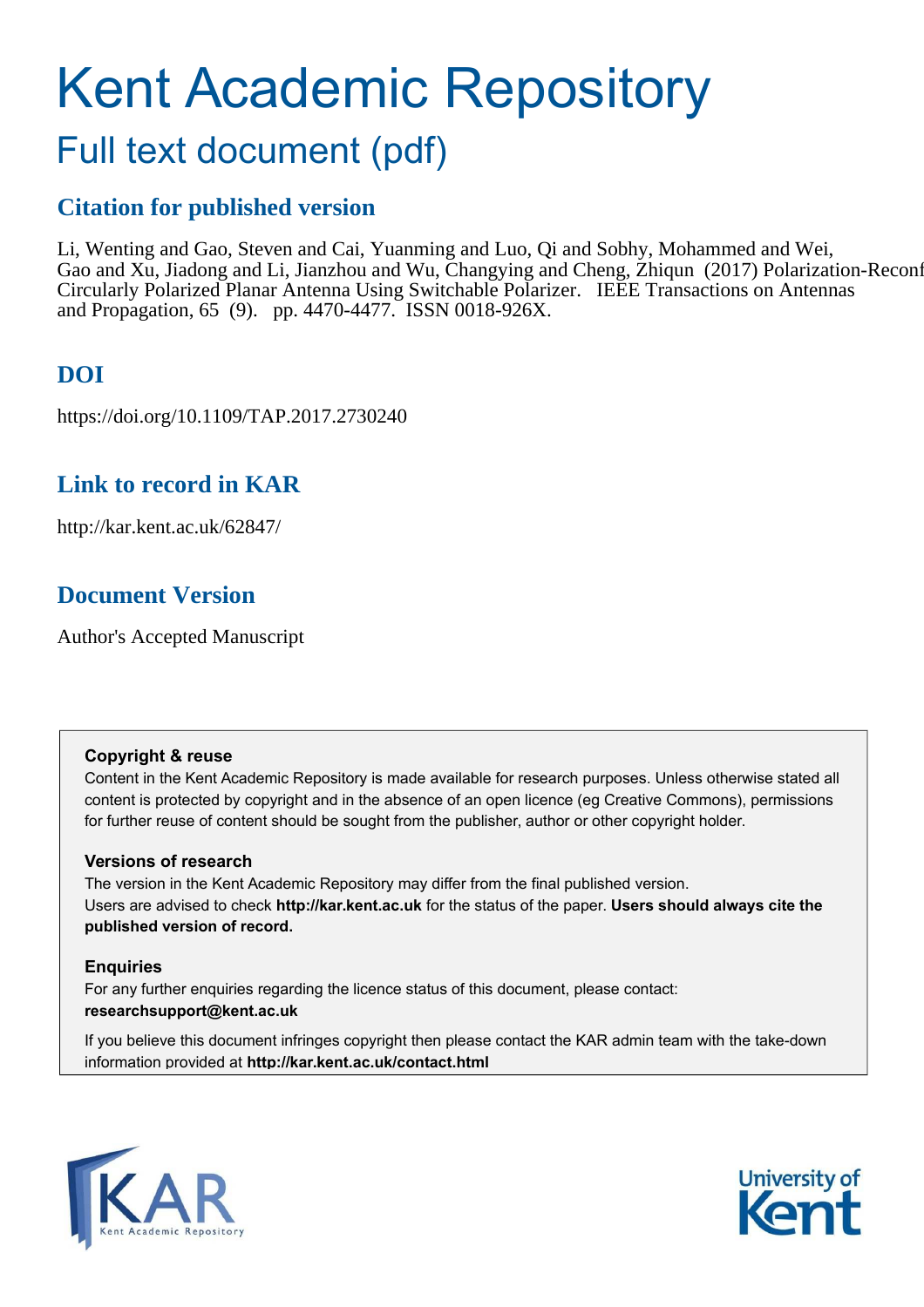# Kent Academic Repository

## Full text document (pdf)

### Citation for published version

Li, Wenting and Gao, Steven and Cai, Yuanming and Luo, Qi and Sobhy, Mohammed and Wei, Gao and Xu, Jiadong and Li, Jianzhou and Wu, Changying and Cheng, Zhiqun (2017) Polarization-Reconf Circularly Polarized Planar Antenna Using Switchable Polarizer. IEEE Transactions on Antennas and Propagation, 65 (9). pp. 4470-4477. ISSN 0018-926X.

### DOI

https://doi.org/10.1109/TAP.2017.2730240

### Link to record in KAR

http://kar.kent.ac.uk/62847/

### Document Version

Author's Accepted Manuscript

**Copyright & reuse**

Content in the Kent Academic Repository is made available for research purposes. Unless otherwise stated all content is protected by copyright and in the absence of an open licence (eg Creative Commons), permissions for further reuse of content should be sought from the publisher, author or other copyright holder.

**Versions of research**

The version in the Kent Academic Repository may differ from the final published version. Users are advised to check **http://kar.kent.ac.uk** for the status of the paper. **Users should always cite the published version of record.**

**Enquiries**

For any further enquiries regarding the licence status of this document, please contact: **researchsupport@kent.ac.uk**

If you believe this document infringes copyright then please contact the KAR admin team with the take-down information provided at **http://kar.kent.ac.uk/contact.html**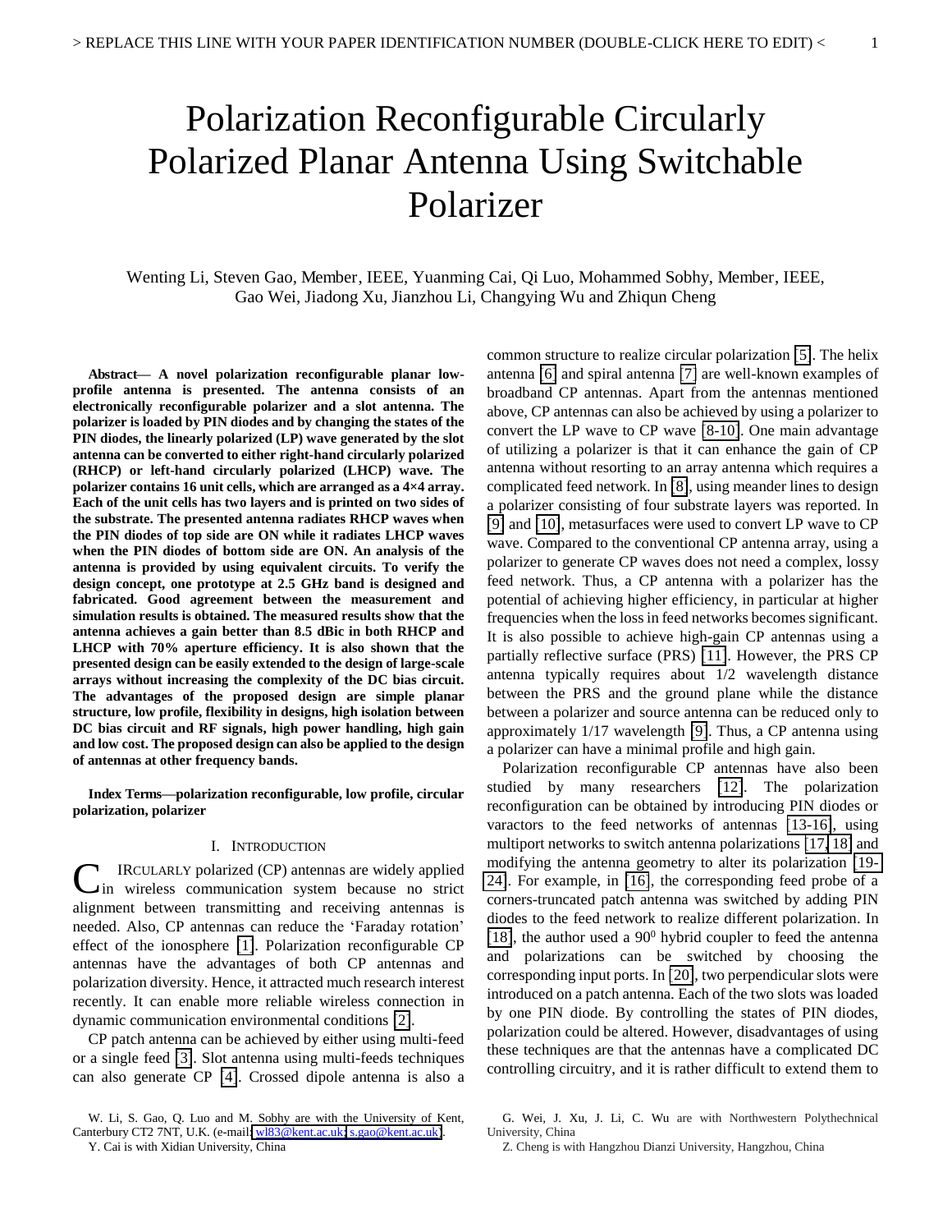# Polarization Reconfigurable Circularly Polarized Planar Antenna Using Switchable Polarizer

Wenting Li, Steven Gao, Member, IEEE, Yuanming Cai, Qi Luo, Mohammed Sobhy, Member, IEEE, Gao Wei, Jiadong Xu, Jianzhou Li, Changying Wu and Zhiqun Cheng

***Abstract*— A novel polarization reconfigurable planar low-profile antenna is presented. The antenna consists of an electronically reconfigurable polarizer and a slot antenna. The polarizer is loaded by PIN diodes and by changing the states of the PIN diodes, the linearly polarized (LP) wave generated by the slot antenna can be converted to either right-hand circularly polarized (RHCP) or left-hand circularly polarized (LHCP) wave. The polarizer contains 16 unit cells, which are arranged as a 4×4 array. Each of the unit cells has two layers and is printed on two sides of the substrate. The presented antenna radiates RHCP waves when the PIN diodes of top side are ON while it radiates LHCP waves when the PIN diodes of bottom side are ON. An analysis of the antenna is provided by using equivalent circuits. To verify the design concept, one prototype at 2.5 GHz band is designed and fabricated. Good agreement between the measurement and simulation results is obtained. The measured results show that the antenna achieves a gain better than 8.5 dBic in both RHCP and LHCP with 70% aperture efficiency. It is also shown that the presented design can be easily extended to the design of large-scale arrays without increasing the complexity of the DC bias circuit. The advantages of the proposed design are simple planar structure, low profile, flexibility in designs, high isolation between DC bias circuit and RF signals, high power handling, high gain and low cost. The proposed design can also be applied to the design of antennas at other frequency bands.**

***Index Terms*—polarization reconfigurable, low profile, circular polarization, polarizer**

## I. Introduction

CIRCULARLY polarized (CP) antennas are widely applied in wireless communication system because no strict alignment between transmitting and receiving antennas is needed. Also, CP antennas can reduce the 'Faraday rotation' effect of the ionosphere [1]. Polarization reconfigurable CP antennas have the advantages of both CP antennas and polarization diversity. Hence, it attracted much research interest recently. It can enable more reliable wireless connection in dynamic communication environmental conditions [2].

CP patch antenna can be achieved by either using multi-feed or a single feed [3]. Slot antenna using multi-feeds techniques can also generate CP [4]. Crossed dipole antenna is also a common structure to realize circular polarization [5]. The helix antenna [6] and spiral antenna [7] are well-known examples of broadband CP antennas. Apart from the antennas mentioned above, CP antennas can also be achieved by using a polarizer to convert the LP wave to CP wave [8-10]. One main advantage of utilizing a polarizer is that it can enhance the gain of CP antenna without resorting to an array antenna which requires a complicated feed network. In [8], using meander lines to design a polarizer consisting of four substrate layers was reported. In [9] and [10], metasurfaces were used to convert LP wave to CP wave. Compared to the conventional CP antenna array, using a polarizer to generate CP waves does not need a complex, lossy feed network. Thus, a CP antenna with a polarizer has the potential of achieving higher efficiency, in particular at higher frequencies when the loss in feed networks becomes significant. It is also possible to achieve high-gain CP antennas using a partially reflective surface (PRS) [11]. However, the PRS CP antenna typically requires about 1/2 wavelength distance between the PRS and the ground plane while the distance between a polarizer and source antenna can be reduced only to approximately 1/17 wavelength [9]. Thus, a CP antenna using a polarizer can have a minimal profile and high gain.

Polarization reconfigurable CP antennas have also been studied by many researchers [12]. The polarization reconfiguration can be obtained by introducing PIN diodes or varactors to the feed networks of antennas [13-16], using multiport networks to switch antenna polarizations [17, 18] and modifying the antenna geometry to alter its polarization [19-24]. For example, in [16], the corresponding feed probe of a corners-truncated patch antenna was switched by adding PIN diodes to the feed network to realize different polarization. In [18], the author used a $90^0$ hybrid coupler to feed the antenna and polarizations can be switched by choosing the corresponding input ports. In [20], two perpendicular slots were introduced on a patch antenna. Each of the two slots was loaded by one PIN diode. By controlling the states of PIN diodes, polarization could be altered. However, disadvantages of using these techniques are that the antennas have a complicated DC controlling circuitry, and it is rather difficult to extend them to

W. Li, S. Gao, Q. Luo and M. Sobhy are with the University of Kent, Canterbury CT2 7NT, U.K. (e-mail: wl83@kent.ac.uk; s.gao@kent.ac.uk).

Y. Cai is with Xidian University, China

G. Wei, J. Xu, J. Li, C. Wu are with Northwestern Polythechnical University, China

Z. Cheng is with Hangzhou Dianzi University, Hangzhou, China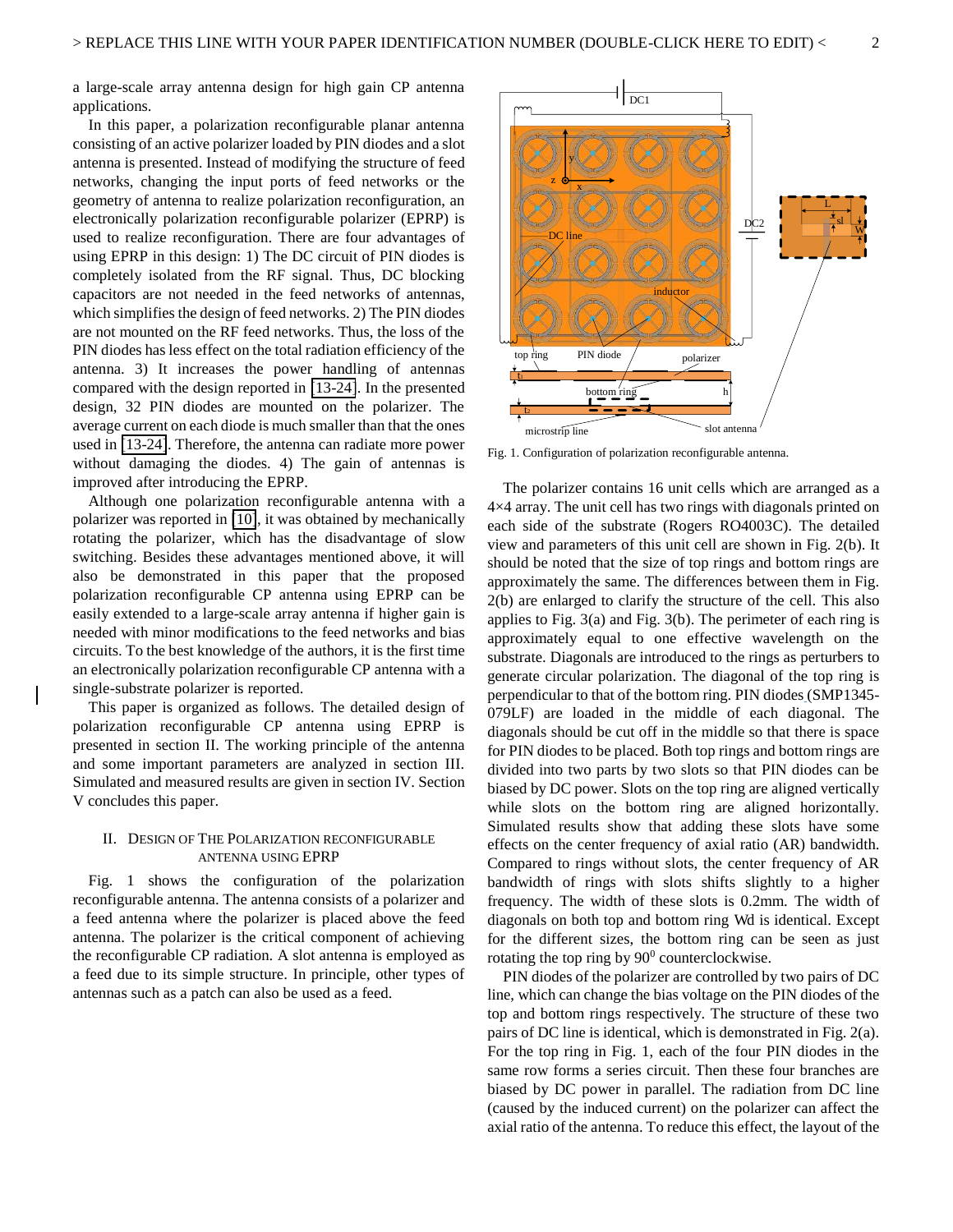a large-scale array antenna design for high gain CP antenna applications.

In this paper, a polarization reconfigurable planar antenna consisting of an active polarizer loaded by PIN diodes and a slot antenna is presented. Instead of modifying the structure of feed networks, changing the input ports of feed networks or the geometry of antenna to realize polarization reconfiguration, an electronically polarization reconfigurable polarizer (EPRP) is used to realize reconfiguration. There are four advantages of using EPRP in this design: 1) The DC circuit of PIN diodes is completely isolated from the RF signal. Thus, DC blocking capacitors are not needed in the feed networks of antennas, which simplifies the design of feed networks. 2) The PIN diodes are not mounted on the RF feed networks. Thus, the loss of the PIN diodes has less effect on the total radiation efficiency of the antenna. 3) It increases the power handling of antennas compared with the design reported in [13-24]. In the presented design, 32 PIN diodes are mounted on the polarizer. The average current on each diode is much smaller than the ones used in [13-24]. Therefore, the antenna can radiate more power without damaging the diodes. 4) The gain of antennas is improved after introducing the EPRP.

Although one polarization reconfigurable antenna with a polarizer was reported in [10], it was obtained by mechanically rotating the polarizer, which has the disadvantage of slow switching. Besides these advantages mentioned above, it will also be demonstrated in this paper that the proposed polarization reconfigurable CP antenna using EPRP can be easily extended to a large-scale array antenna if higher gain is needed with minor modifications to the feed networks and bias circuits. To the best knowledge of the authors, it is the first time an electronically polarization reconfigurable CP antenna with a single-substrate polarizer is reported.

This paper is organized as follows. The detailed design of polarization reconfigurable CP antenna using EPRP is presented in section II. The working principle of the antenna and some important parameters are analyzed in section III. Simulated and measured results are given in section IV. Section V concludes this paper.

## II. Design of The Polarization Reconfigurable Antenna Using EPRP

Fig. 1 shows the configuration of the polarization reconfigurable antenna. The antenna consists of a polarizer and a feed antenna where the polarizer is placed above the feed antenna. The polarizer is the critical component of achieving the reconfigurable CP radiation. A slot antenna is employed as a feed due to its simple structure. In principle, other types of antennas such as a patch can also be used as a feed.

Fig. 1. Configuration of polarization reconfigurable antenna.

The polarizer contains 16 unit cells which are arranged as a 4×4 array. The unit cell has two rings with diagonals printed on each side of the substrate (Rogers RO4003C). The detailed view and parameters of this unit cell are shown in Fig. 2(b). It should be noted that the size of top rings and bottom rings are approximately the same. The differences between them in Fig. 2(b) are enlarged to clarify the structure of the cell. This also applies to Fig. 3(a) and Fig. 3(b). The perimeter of each ring is approximately equal to one effective wavelength on the substrate. Diagonals are introduced to the rings as perturbers to generate circular polarization. The diagonal of the top ring is perpendicular to that of the bottom ring. PIN diodes (SMP1345-079LF) are loaded in the middle of each diagonal. The diagonals should be cut off in the middle so that there is space for PIN diodes to be placed. Both top rings and bottom rings are divided into two parts by two slots so that PIN diodes can be biased by DC power. Slots on the top ring are aligned vertically while slots on the bottom ring are aligned horizontally. Simulated results show that adding these slots have some effects on the center frequency of axial ratio (AR) bandwidth. Compared to rings without slots, the center frequency of AR bandwidth of rings with slots shifts slightly to a higher frequency. The width of these slots is 0.2mm. The width of diagonals on both top and bottom ring Wd is identical. Except for the different sizes, the bottom ring can be seen as just rotating the top ring by $90^0$ counterclockwise.

PIN diodes of the polarizer are controlled by two pairs of DC line, which can change the bias voltage on the PIN diodes of the top and bottom rings respectively. The structure of these two pairs of DC line is identical, which is demonstrated in Fig. 2(a). For the top ring in Fig. 1, each of the four PIN diodes in the same row forms a series circuit. Then these four branches are biased by DC power in parallel. The radiation from DC line (caused by the induced current) on the polarizer can affect the axial ratio of the antenna. To reduce this effect, the layout of the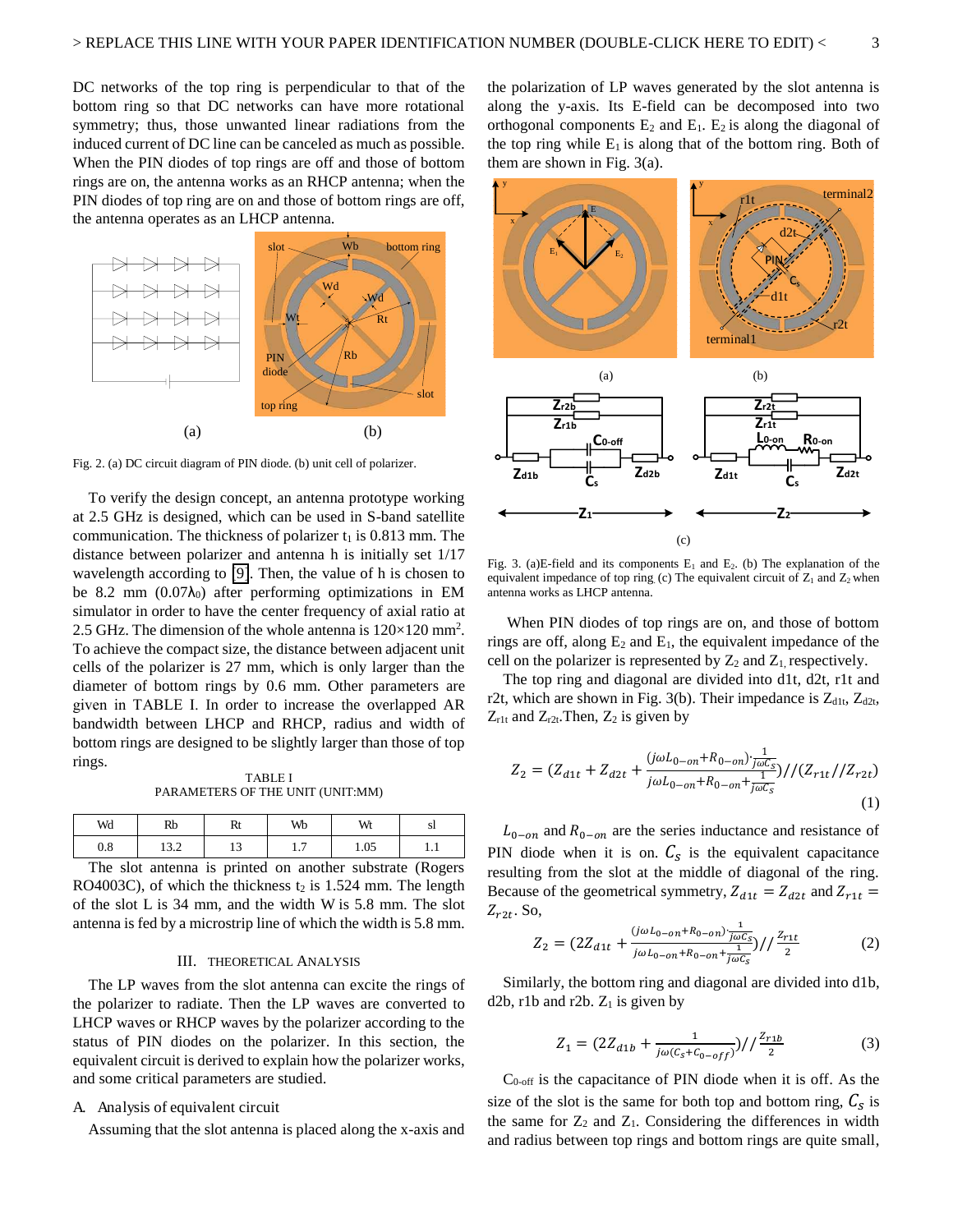DC networks of the top ring is perpendicular to that of the bottom ring so that DC networks can have more rotational symmetry; thus, those unwanted linear radiations from the induced current of DC line can be canceled as much as possible. When the PIN diodes of top rings are off and those of bottom rings are on, the antenna works as an RHCP antenna; when the PIN diodes of top ring are on and those of bottom rings are off, the antenna operates as an LHCP antenna.

Fig. 2. (a) DC circuit diagram of PIN diode. (b) unit cell of polarizer.

To verify the design concept, an antenna prototype working at 2.5 GHz is designed, which can be used in S-band satellite communication. The thickness of polarizer $t_1$ is 0.813 mm. The distance between polarizer and antenna h is initially set 1/17 wavelength according to [9]. Then, the value of h is chosen to be 8.2 mm ($0.07\lambda_0$) after performing optimizations in EM simulator in order to have the center frequency of axial ratio at 2.5 GHz. The dimension of the whole antenna is 120×120 mm$^2$. To achieve the compact size, the distance between adjacent unit cells of the polarizer is 27 mm, which is only larger than the diameter of bottom rings by 0.6 mm. Other parameters are given in TABLE I. In order to increase the overlapped AR bandwidth between LHCP and RHCP, radius and width of bottom rings are designed to be slightly larger than those of top rings.

TABLE I
PARAMETERS OF THE UNIT (UNIT:MM)

| Wd | Rb | Rt | Wb | Wt | sl |
|---|---|---|---|---|---|
| 0.8 | 13.2 | 13 | 1.7 | 1.05 | 1.1 |

The slot antenna is printed on another substrate (Rogers RO4003C), of which the thickness $t_2$ is 1.524 mm. The length of the slot L is 34 mm, and the width W is 5.8 mm. The slot antenna is fed by a microstrip line of which the width is 5.8 mm.

## III. Theoretical Analysis

The LP waves from the slot antenna can excite the rings of the polarizer to radiate. Then the LP waves are converted to LHCP waves or RHCP waves by the polarizer according to the status of PIN diodes on the polarizer. In this section, the equivalent circuit is derived to explain how the polarizer works, and some critical parameters are studied.

### A. Analysis of equivalent circuit

Assuming that the slot antenna is placed along the x-axis and the polarization of LP waves generated by the slot antenna is along the y-axis. Its E-field can be decomposed into two orthogonal components $E_2$ and $E_1$. $E_2$ is along the diagonal of the top ring while $E_1$ is along that of the bottom ring. Both of them are shown in Fig. 3(a).

Fig. 3. (a)E-field and its components $E_1$ and $E_2$. (b) The explanation of the equivalent impedance of top ring. (c) The equivalent circuit of $Z_1$ and $Z_2$ when antenna works as LHCP antenna.

When PIN diodes of top rings are on, and those of bottom rings are off, along $E_2$ and $E_1$, the equivalent impedance of the cell on the polarizer is represented by $Z_2$ and $Z_1$, respectively.

The top ring and diagonal are divided into d1t, d2t, r1t and r2t, which are shown in Fig. 3(b). Their impedance is $Z_{d1t}$, $Z_{d2t}$, $Z_{r1t}$ and $Z_{r2t}$. Then, $Z_2$ is given by

$$Z_2 = \left(Z_{d1t} + Z_{d2t} + \frac{(j\omega L_{0-on} + R_{0-on}) \cdot \frac{1}{j\omega C_S}}{j\omega L_{0-on} + R_{0-on} + \frac{1}{j\omega C_S}}\right) // (Z_{r1t} // Z_{r2t}) \tag{1}$$

$L_{0-on}$ and $R_{0-on}$ are the series inductance and resistance of PIN diode when it is on. $C_S$ is the equivalent capacitance resulting from the slot at the middle of diagonal of the ring. Because of the geometrical symmetry, $Z_{d1t} = Z_{d2t}$ and $Z_{r1t} = Z_{r2t}$. So,

$$Z_2 = \left(2Z_{d1t} + \frac{(j\omega L_{0-on} + R_{0-on}) \cdot \frac{1}{j\omega C_S}}{j\omega L_{0-on} + R_{0-on} + \frac{1}{j\omega C_S}}\right) // \frac{Z_{r1t}}{2} \tag{2}$$

Similarly, the bottom ring and diagonal are divided into d1b, d2b, r1b and r2b. $Z_1$ is given by

$$Z_1 = \left(2Z_{d1b} + \frac{1}{j\omega(C_S + C_{0-off})}\right) // \frac{Z_{r1b}}{2} \tag{3}$$

$C_{0-off}$ is the capacitance of PIN diode when it is off. As the size of the slot is the same for both top and bottom ring, $C_S$ is the same for $Z_2$ and $Z_1$. Considering the differences in width and radius between top rings and bottom rings are quite small,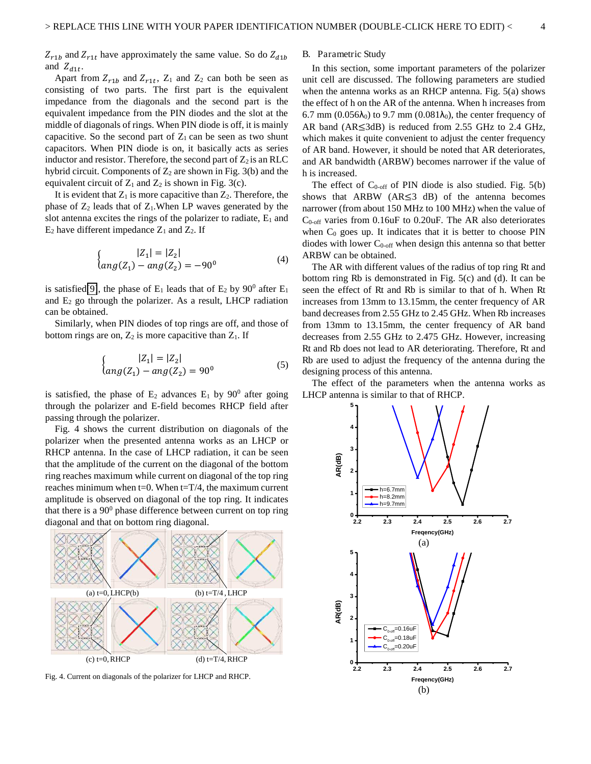$Z_{r1b}$ and $Z_{r1t}$ have approximately the same value. So do $Z_{d1b}$ and $Z_{d1t}$.

Apart from $Z_{r1b}$ and $Z_{r1t}$, $Z_1$ and $Z_2$ can both be seen as consisting of two parts. The first part is the equivalent impedance from the diagonals and the second part is the equivalent impedance from the PIN diodes and the slot at the middle of diagonals of rings. When PIN diode is off, it is mainly capacitive. So the second part of $Z_1$ can be seen as two shunt capacitors. When PIN diode is on, it basically acts as series inductor and resistor. Therefore, the second part of $Z_2$ is an RLC hybrid circuit. Components of $Z_2$ are shown in Fig. 3(b) and the equivalent circuit of $Z_1$ and $Z_2$ is shown in Fig. 3(c).

It is evident that $Z_1$ is more capacitive than $Z_2$. Therefore, the phase of $Z_2$ leads that of $Z_1$. When LP waves generated by the slot antenna excites the rings of the polarizer to radiate, $E_1$ and $E_2$ have different impedance $Z_1$ and $Z_2$. If

$$\begin{cases} |Z_1| = |Z_2| \\ ang(Z_1) - ang(Z_2) = -90^0 \end{cases} \tag{4}$$

is satisfied [9], the phase of $E_1$ leads that of $E_2$ by $90^0$ after $E_1$ and $E_2$ go through the polarizer. As a result, LHCP radiation can be obtained.

Similarly, when PIN diodes of top rings are off, and those of bottom rings are on, $Z_2$ is more capacitive than $Z_1$. If

$$\begin{cases} |Z_1| = |Z_2| \\ ang(Z_1) - ang(Z_2) = 90^0 \end{cases} \tag{5}$$

is satisfied, the phase of $E_2$ advances $E_1$ by $90^0$ after going through the polarizer and E-field becomes RHCP field after passing through the polarizer.

Fig. 4 shows the current distribution on diagonals of the polarizer when the presented antenna works as an LHCP or RHCP antenna. In the case of LHCP radiation, it can be seen that the amplitude of the current on the diagonal of the bottom ring reaches maximum while current on diagonal of the top ring reaches minimum when t=0. When t=T/4, the maximum current amplitude is observed on diagonal of the top ring. It indicates that there is a $90^0$ phase difference between current on top ring diagonal and that on bottom ring diagonal.

(a) t=0, LHCP(b) (b) t=T/4 , LHCP

(c) t=0, RHCP (d) t=T/4, RHCP

Fig. 4. Current on diagonals of the polarizer for LHCP and RHCP.

## B. Parametric Study

In this section, some important parameters of the polarizer unit cell are discussed. The following parameters are studied when the antenna works as an RHCP antenna. Fig. 5(a) shows the effect of h on the AR of the antenna. When h increases from 6.7 mm ($0.056\lambda_0$) to 9.7 mm ($0.081\lambda_0$), the center frequency of AR band (AR≤3dB) is reduced from 2.55 GHz to 2.4 GHz, which makes it quite convenient to adjust the center frequency of AR band. However, it should be noted that AR deteriorates, and AR bandwidth (ARBW) becomes narrower if the value of h is increased.

The effect of $C_{0\text{-off}}$ of PIN diode is also studied. Fig. 5(b) shows that ARBW (AR≤3 dB) of the antenna becomes narrower (from about 150 MHz to 100 MHz) when the value of $C_{0\text{-off}}$ varies from 0.16uF to 0.20uF. The AR also deteriorates when $C_0$ goes up. It indicates that it is better to choose PIN diodes with lower $C_{0\text{-off}}$ when design this antenna so that better ARBW can be obtained.

The AR with different values of the radius of top ring Rt and bottom ring Rb is demonstrated in Fig. 5(c) and (d). It can be seen that the effect of Rt and Rb is similar to that of h. When Rt increases from 13mm to 13.15mm, the center frequency of AR band decreases from 2.55 GHz to 2.45 GHz. When Rb increases from 13mm to 13.15mm, the center frequency of AR band decreases from 2.55 GHz to 2.475 GHz. However, increasing Rt and Rb does not lead to AR deteriorating. Therefore, Rt and Rb are used to adjust the frequency of the antenna during the designing process of this antenna.

The effect of the parameters when the antenna works as LHCP antenna is similar to that of RHCP.

(a)

(b)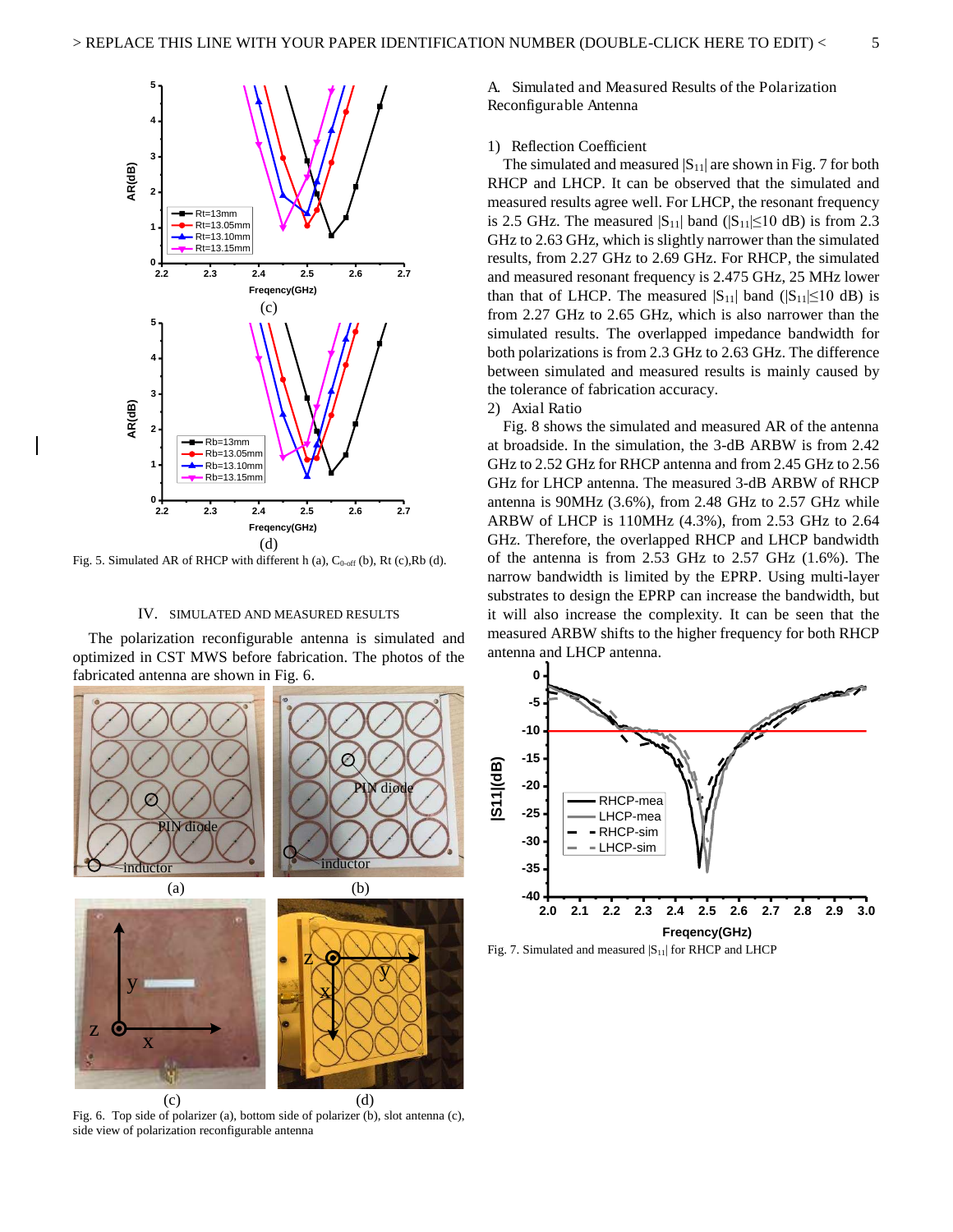(c)

(d)

Fig. 5. Simulated AR of RHCP with different h (a), $C_{0\text{-off}}$ (b), Rt (c),Rb (d).

## IV. Simulated and Measured Results

The polarization reconfigurable antenna is simulated and optimized in CST MWS before fabrication. The photos of the fabricated antenna are shown in Fig. 6.

(a) (b)

(c) (d)

Fig. 6. Top side of polarizer (a), bottom side of polarizer (b), slot antenna (c), side view of polarization reconfigurable antenna

### A. Simulated and Measured Results of the Polarization Reconfigurable Antenna

#### 1) Reflection Coefficient

The simulated and measured $|S_{11}|$ are shown in Fig. 7 for both RHCP and LHCP. It can be observed that the simulated and measured results agree well. For LHCP, the resonant frequency is 2.5 GHz. The measured $|S_{11}|$ band ($|S_{11}|\leq10$ dB) is from 2.3 GHz to 2.63 GHz, which is slightly narrower than the simulated results, from 2.27 GHz to 2.69 GHz. For RHCP, the simulated and measured resonant frequency is 2.475 GHz, 25 MHz lower than that of LHCP. The measured $|S_{11}|$ band ($|S_{11}|\leq10$ dB) is from 2.27 GHz to 2.65 GHz, which is also narrower than the simulated results. The overlapped impedance bandwidth for both polarizations is from 2.3 GHz to 2.63 GHz. The difference between simulated and measured results is mainly caused by the tolerance of fabrication accuracy.

#### 2) Axial Ratio

Fig. 8 shows the simulated and measured AR of the antenna at broadside. In the simulation, the 3-dB ARBW is from 2.42 GHz to 2.52 GHz for RHCP antenna and from 2.45 GHz to 2.56 GHz for LHCP antenna. The measured 3-dB ARBW of RHCP antenna is 90MHz (3.6%), from 2.48 GHz to 2.57 GHz while ARBW of LHCP is 110MHz (4.3%), from 2.53 GHz to 2.64 GHz. Therefore, the overlapped RHCP and LHCP bandwidth of the antenna is from 2.53 GHz to 2.57 GHz (1.6%). The narrow bandwidth is limited by the EPRP. Using multi-layer substrates to design the EPRP can increase the bandwidth, but it will also increase the complexity. It can be seen that the measured ARBW shifts to the higher frequency for both RHCP antenna and LHCP antenna.

Fig. 7. Simulated and measured $|S_{11}|$ for RHCP and LHCP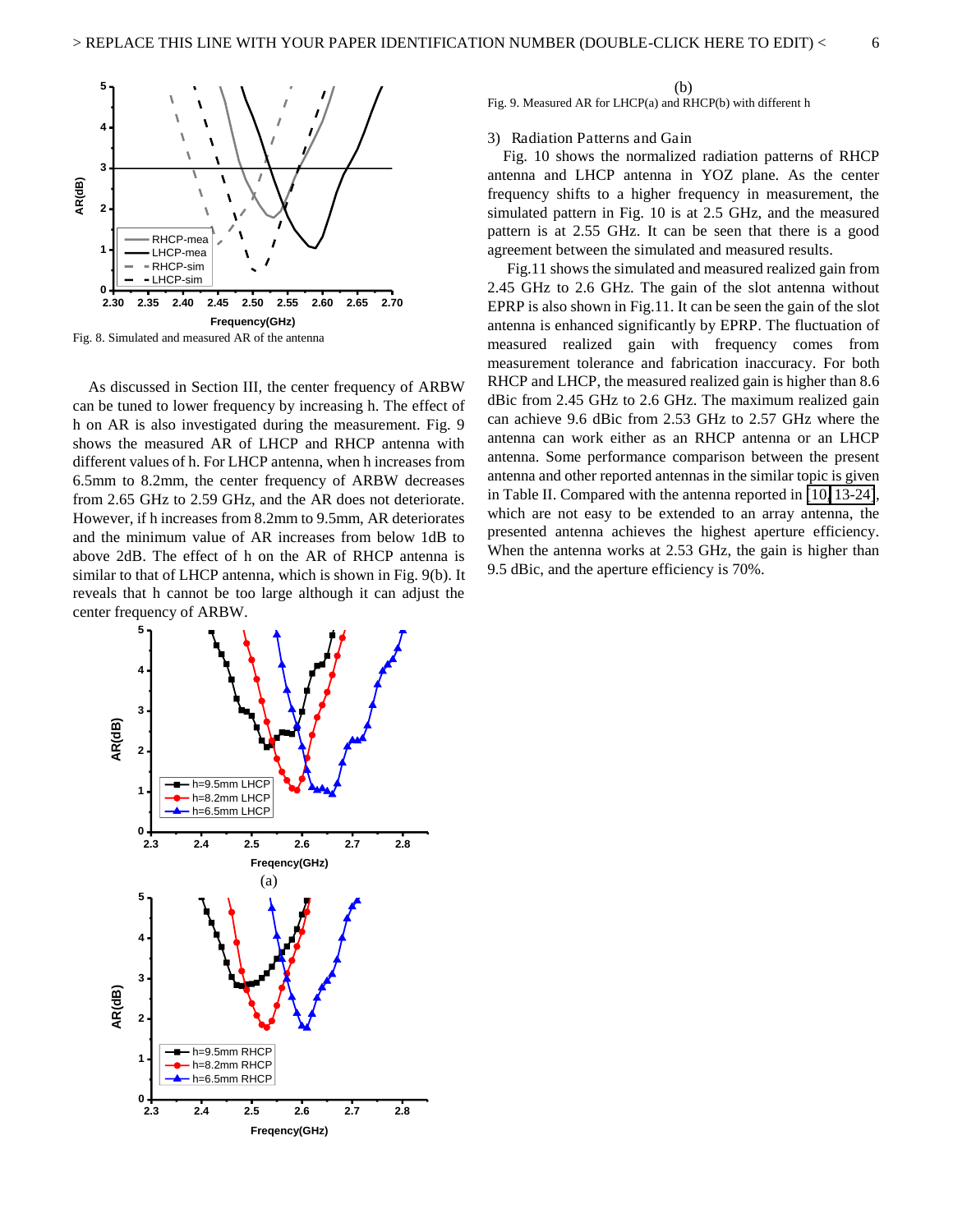Fig. 8. Simulated and measured AR of the antenna

As discussed in Section III, the center frequency of ARBW can be tuned to lower frequency by increasing h. The effect of h on AR is also investigated during the measurement. Fig. 9 shows the measured AR of LHCP antenna and RHCP antenna with different values of h. For LHCP antenna, when h increases from 6.5mm to 8.2mm, the center frequency of ARBW decreases from 2.65 GHz to 2.59 GHz, and the AR does not deteriorate. However, if h increases from 8.2mm to 9.5mm, AR deteriorates and the minimum value of AR increases from below 1dB to above 2dB. The effect of h on the AR of RHCP antenna is similar to that of LHCP antenna, which is shown in Fig. 9(b). It reveals that h cannot be too large although it can adjust the center frequency of ARBW.

(a)

(b)

Fig. 9. Measured AR for LHCP(a) and RHCP(b) with different h

3) Radiation Patterns and Gain

Fig. 10 shows the normalized radiation patterns of RHCP antenna and LHCP antenna in YOZ plane. As the center frequency shifts to a higher frequency in measurement, the simulated pattern in Fig. 10 is at 2.5 GHz, and the measured pattern is at 2.55 GHz. It can be seen that there is a good agreement between the simulated and measured results.

Fig.11 shows the simulated and measured realized gain from 2.45 GHz to 2.6 GHz. The gain of the slot antenna without EPRP is also shown in Fig.11. It can be seen that the gain of the slot antenna is enhanced significantly by EPRP. The fluctuation of measured realized gain with frequency comes from measurement tolerance and fabrication inaccuracy. For both RHCP and LHCP, the measured realized gain is higher than 8.6 dBic from 2.45 GHz to 2.6 GHz. The maximum realized gain can achieve 9.6 dBic from 2.53 GHz to 2.57 GHz where the antenna can work either as an RHCP antenna or an LHCP antenna. Some performance comparison between the present antenna and other reported antennas in the similar topic is given in Table II. Compared with the antenna reported in [10, 13-24], which are not easy to be extended to an array antenna, the presented antenna achieves the highest aperture efficiency. When the antenna works at 2.53 GHz, the gain is higher than 9.5 dBic, and the aperture efficiency is 70%.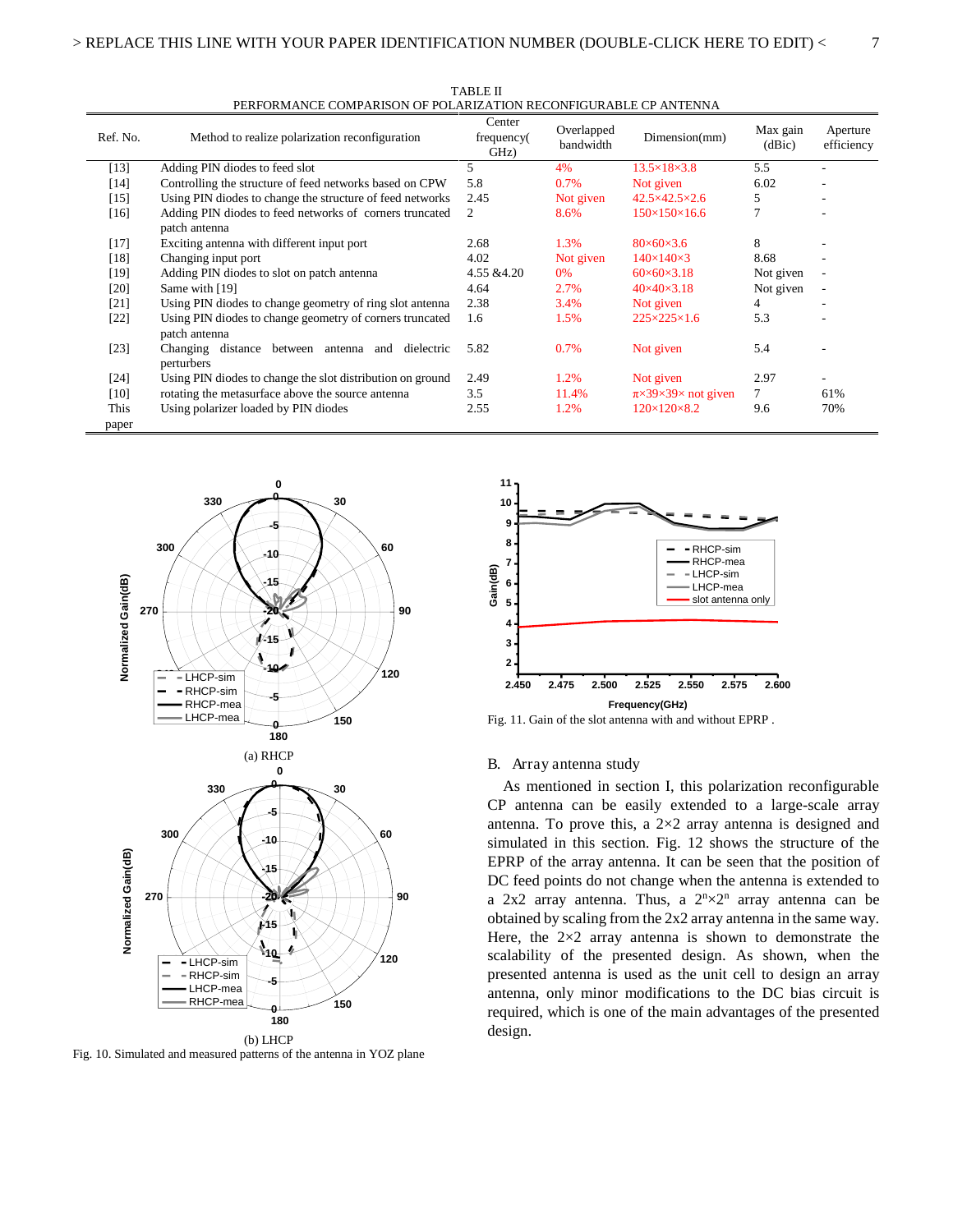TABLE II
PERFORMANCE COMPARISON OF POLARIZATION RECONFIGURABLE CP ANTENNA

| Ref. No. | Method to realize polarization reconfiguration | Center frequency( GHz) | Overlapped bandwidth | Dimension(mm) | Max gain (dBic) | Aperture efficiency |
|---|---|---|---|---|---|---|
| [13] | Adding PIN diodes to feed slot | 5 | 4% | 13.5×18×3.8 | 5.5 | - |
| [14] | Controlling the structure of feed networks based on CPW | 5.8 | 0.7% | Not given | 6.02 | - |
| [15] | Using PIN diodes to change the structure of feed networks | 2.45 | Not given | 42.5×42.5×2.6 | 5 | - |
| [16] | Adding PIN diodes to feed networks of corners truncated patch antenna | 2 | 8.6% | 150×150×16.6 | 7 | - |
| [17] | Exciting antenna with different input port | 2.68 | 1.3% | 80×60×3.6 | 8 | - |
| [18] | Changing input port | 4.02 | Not given | 140×140×3 | 8.68 | - |
| [19] | Adding PIN diodes to slot on patch antenna | 4.55 &4.20 | 0% | 60×60×3.18 | Not given | - |
| [20] | Same with [19] | 4.64 | 2.7% | 40×40×3.18 | Not given | - |
| [21] | Using PIN diodes to change geometry of ring slot antenna | 2.38 | 3.4% | Not given | 4 | - |
| [22] | Using PIN diodes to change geometry of corners truncated patch antenna | 1.6 | 1.5% | 225×225×1.6 | 5.3 | - |
| [23] | Changing distance between antenna and dielectric perturbers | 5.82 | 0.7% | Not given | 5.4 | - |
| [24] | Using PIN diodes to change the slot distribution on ground | 2.49 | 1.2% | Not given | 2.97 | - |
| [10] | rotating the metasurface above the source antenna | 3.5 | 11.4% | π×39×39× not given | 7 | 61% |
| This paper | Using polarizer loaded by PIN diodes | 2.55 | 1.2% | 120×120×8.2 | 9.6 | 70% |

(a) RHCP

(b) LHCP

Fig. 10. Simulated and measured patterns of the antenna in YOZ plane

Fig. 11. Gain of the slot antenna with and without EPRP .

## B. Array antenna study

As mentioned in section I, this polarization reconfigurable CP antenna can be easily extended to a large-scale array antenna. To prove this, a 2×2 array antenna is designed and simulated in this section. Fig. 12 shows the structure of the EPRP of the array antenna. It can be seen that the position of DC feed points do not change when the antenna is extended to a 2x2 array antenna. Thus, a $2^n \times 2^n$ array antenna can be obtained by scaling from the 2x2 array antenna in the same way. Here, the 2×2 array antenna is shown to demonstrate the scalability of the presented design. As shown, when the presented antenna is used as the unit cell to design an array antenna, only minor modifications to the DC bias circuit is required, which is one of the main advantages of the presented design.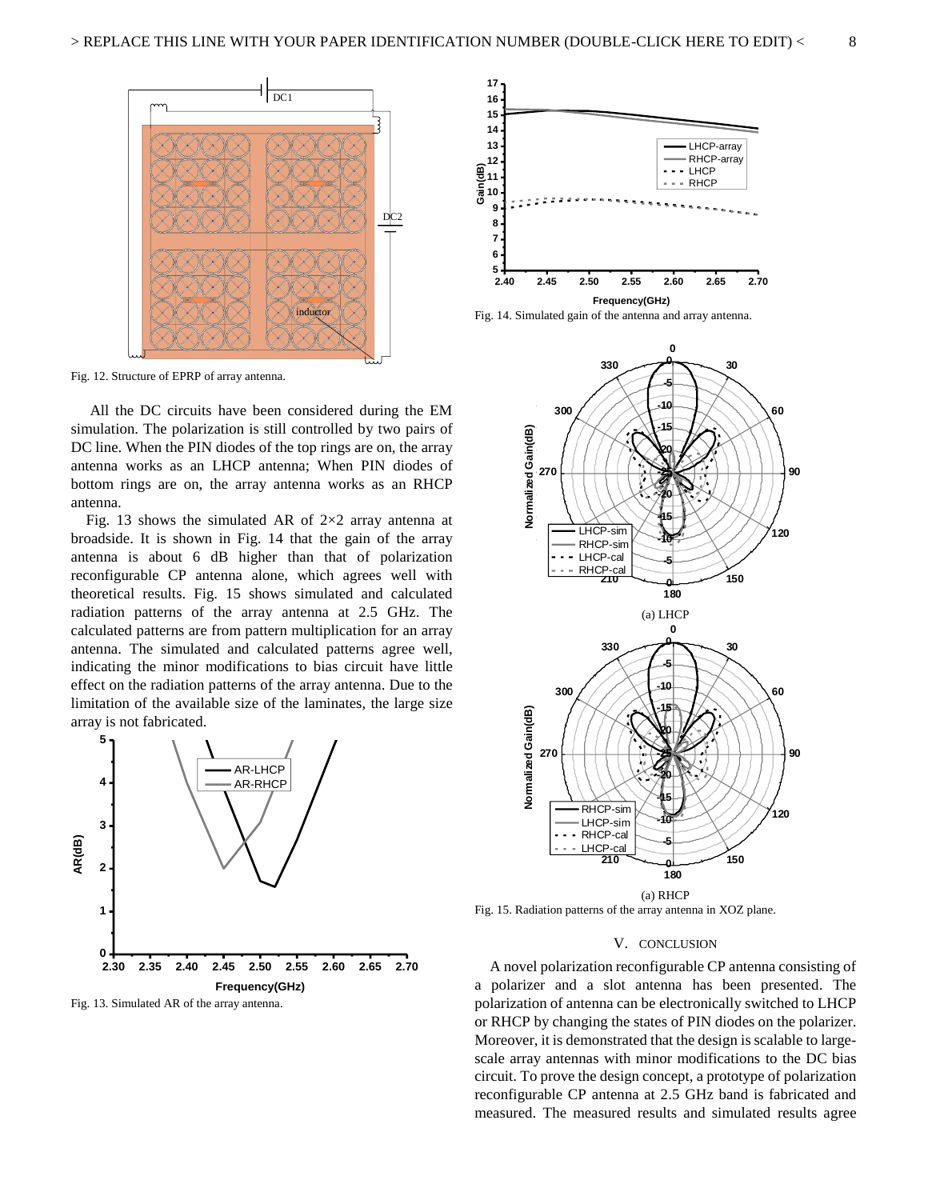Fig. 12. Structure of EPRP of array antenna.

All the DC circuits have been considered during the EM simulation. The polarization is still controlled by two pairs of DC line. When the PIN diodes of the top rings are on, the array antenna works as an LHCP antenna; When PIN diodes of bottom rings are on, the array antenna works as an RHCP antenna.

Fig. 13 shows the simulated AR of 2×2 array antenna at broadside. It is shown in Fig. 14 that the gain of the array antenna is about 6 dB higher than that of polarization reconfigurable CP antenna alone, which agrees well with theoretical results. Fig. 15 shows simulated and calculated radiation patterns of the array antenna at 2.5 GHz. The calculated patterns are from pattern multiplication for an array antenna. The simulated and calculated patterns agree well, indicating the minor modifications to bias circuit have little effect on the radiation patterns of the array antenna. Due to the limitation of the available size of the laminates, the large size array is not fabricated.

Fig. 13. Simulated AR of the array antenna.

Fig. 14. Simulated gain of the antenna and array antenna.

(a) LHCP

(a) RHCP

Fig. 15. Radiation patterns of the array antenna in XOZ plane.

## V. CONCLUSION

A novel polarization reconfigurable CP antenna consisting of a polarizer and a slot antenna has been presented. The polarization of antenna can be electronically switched to LHCP or RHCP by changing the states of PIN diodes on the polarizer. Moreover, it is demonstrated that the design is scalable to large-scale array antennas with minor modifications to the DC bias circuit. To prove the design concept, a prototype of polarization reconfigurable CP antenna at 2.5 GHz band is fabricated and measured. The measured results and simulated results agree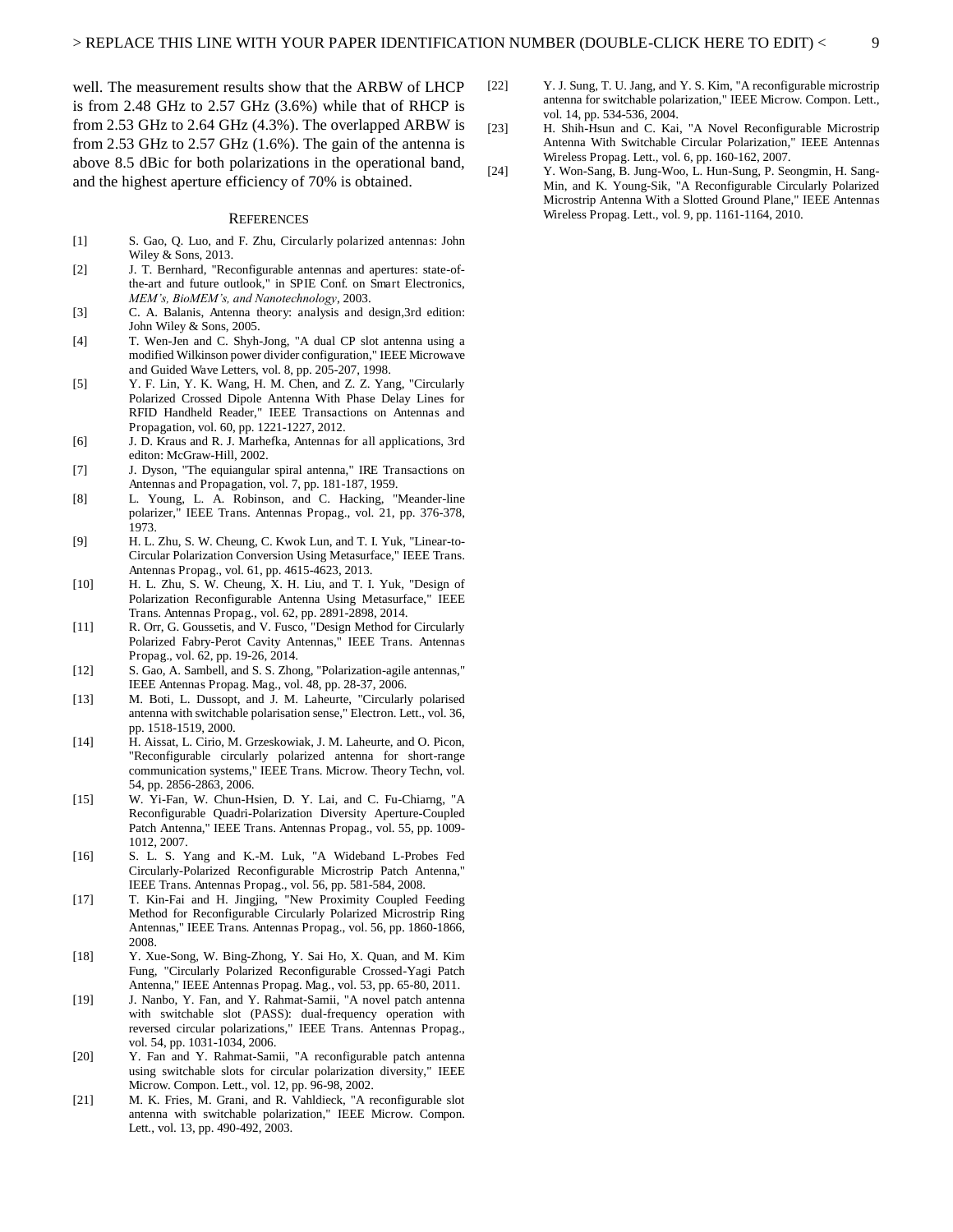well. The measurement results show that the ARBW of LHCP is from 2.48 GHz to 2.57 GHz (3.6%) while that of RHCP is from 2.53 GHz to 2.64 GHz (4.3%). The overlapped ARBW is from 2.53 GHz to 2.57 GHz (1.6%). The gain of the antenna is above 8.5 dBic for both polarizations in the operational band, and the highest aperture efficiency of 70% is obtained.

## References

[1] S. Gao, Q. Luo, and F. Zhu, Circularly polarized antennas: John Wiley & Sons, 2013.

[2] J. T. Bernhard, "Reconfigurable antennas and apertures: state-of-the-art and future outlook," in SPIE Conf. on Smart Electronics, *MEM's, BioMEM's, and Nanotechnology*, 2003.

[3] C. A. Balanis, Antenna theory: analysis and design,3rd edition: John Wiley & Sons, 2005.

[4] T. Wen-Jen and C. Shyh-Jong, "A dual CP slot antenna using a modified Wilkinson power divider configuration," IEEE Microwave and Guided Wave Letters, vol. 8, pp. 205-207, 1998.

[5] Y. F. Lin, Y. K. Wang, H. M. Chen, and Z. Z. Yang, "Circularly Polarized Crossed Dipole Antenna With Phase Delay Lines for RFID Handheld Reader," IEEE Transactions on Antennas and Propagation, vol. 60, pp. 1221-1227, 2012.

[6] J. D. Kraus and R. J. Marhefka, Antennas for all applications, 3rd editon: McGraw-Hill, 2002.

[7] J. Dyson, "The equiangular spiral antenna," IRE Transactions on Antennas and Propagation, vol. 7, pp. 181-187, 1959.

[8] L. Young, L. A. Robinson, and C. Hacking, "Meander-line polarizer," IEEE Trans. Antennas Propag., vol. 21, pp. 376-378, 1973.

[9] H. L. Zhu, S. W. Cheung, C. Kwok Lun, and T. I. Yuk, "Linear-to-Circular Polarization Conversion Using Metasurface," IEEE Trans. Antennas Propag., vol. 61, pp. 4615-4623, 2013.

[10] H. L. Zhu, S. W. Cheung, X. H. Liu, and T. I. Yuk, "Design of Polarization Reconfigurable Antenna Using Metasurface," IEEE Trans. Antennas Propag., vol. 62, pp. 2891-2898, 2014.

[11] R. Orr, G. Goussetis, and V. Fusco, "Design Method for Circularly Polarized Fabry-Perot Cavity Antennas," IEEE Trans. Antennas Propag., vol. 62, pp. 19-26, 2014.

[12] S. Gao, A. Sambell, and S. S. Zhong, "Polarization-agile antennas," IEEE Antennas Propag. Mag., vol. 48, pp. 28-37, 2006.

[13] M. Boti, L. Dussopt, and J. M. Laheurte, "Circularly polarised antenna with switchable polarisation sense," Electron. Lett., vol. 36, pp. 1518-1519, 2000.

[14] H. Aissat, L. Cirio, M. Grzeskowiak, J. M. Laheurte, and O. Picon, "Reconfigurable circularly polarized antenna for short-range communication systems," IEEE Trans. Microw. Theory Techn, vol. 54, pp. 2856-2863, 2006.

[15] W. Yi-Fan, W. Chun-Hsien, D. Y. Lai, and C. Fu-Chiarng, "A Reconfigurable Quadri-Polarization Diversity Aperture-Coupled Patch Antenna," IEEE Trans. Antennas Propag., vol. 55, pp. 1009-1012, 2007.

[16] S. L. S. Yang and K.-M. Luk, "A Wideband L-Probes Fed Circularly-Polarized Reconfigurable Microstrip Patch Antenna," IEEE Trans. Antennas Propag., vol. 56, pp. 581-584, 2008.

[17] T. Kin-Fai and H. Jingjing, "New Proximity Coupled Feeding Method for Reconfigurable Circularly Polarized Microstrip Ring Antennas," IEEE Trans. Antennas Propag., vol. 56, pp. 1860-1866, 2008.

[18] Y. Xue-Song, W. Bing-Zhong, Y. Sai Ho, X. Quan, and M. Kim Fung, "Circularly Polarized Reconfigurable Crossed-Yagi Patch Antenna," IEEE Antennas Propag. Mag., vol. 53, pp. 65-80, 2011.

[19] J. Nanbo, Y. Fan, and Y. Rahmat-Samii, "A novel patch antenna with switchable slot (PASS): dual-frequency operation with reversed circular polarizations," IEEE Trans. Antennas Propag., vol. 54, pp. 1031-1034, 2006.

[20] Y. Fan and Y. Rahmat-Samii, "A reconfigurable patch antenna using switchable slots for circular polarization diversity," IEEE Microw. Compon. Lett., vol. 12, pp. 96-98, 2002.

[21] M. K. Fries, M. Grani, and R. Vahldieck, "A reconfigurable slot antenna with switchable polarization," IEEE Microw. Compon. Lett., vol. 13, pp. 490-492, 2003.

[22] Y. J. Sung, T. U. Jang, and Y. S. Kim, "A reconfigurable microstrip antenna for switchable polarization," IEEE Microw. Compon. Lett., vol. 14, pp. 534-536, 2004.

[23] H. Shih-Hsun and C. Kai, "A Novel Reconfigurable Microstrip Antenna With Switchable Circular Polarization," IEEE Antennas Wireless Propag. Lett., vol. 6, pp. 160-162, 2007.

[24] Y. Won-Sang, B. Jung-Woo, L. Hun-Sung, P. Seongmin, H. Sang-Min, and K. Young-Sik, "A Reconfigurable Circularly Polarized Microstrip Antenna With a Slotted Ground Plane," IEEE Antennas Wireless Propag. Lett., vol. 9, pp. 1161-1164, 2010.